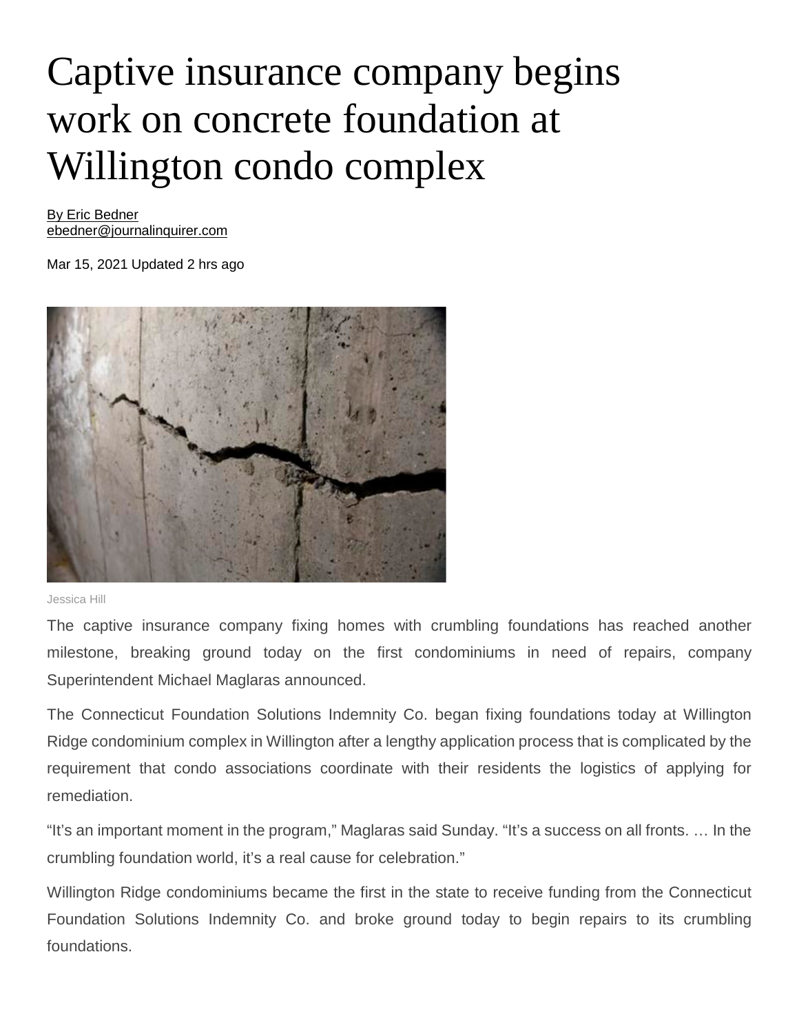# Captive insurance company begins work on concrete foundation at Willington condo complex

By Eric Bedner
ebedner@journalinquirer.com

Mar 15, 2021 Updated 2 hrs ago

Jessica Hill

The captive insurance company fixing homes with crumbling foundations has reached another milestone, breaking ground today on the first condominiums in need of repairs, company Superintendent Michael Maglaras announced.

The Connecticut Foundation Solutions Indemnity Co. began fixing foundations today at Willington Ridge condominium complex in Willington after a lengthy application process that is complicated by the requirement that condo associations coordinate with their residents the logistics of applying for remediation.

"It's an important moment in the program," Maglaras said Sunday. "It's a success on all fronts. … In the crumbling foundation world, it's a real cause for celebration."

Willington Ridge condominiums became the first in the state to receive funding from the Connecticut Foundation Solutions Indemnity Co. and broke ground today to begin repairs to its crumbling foundations.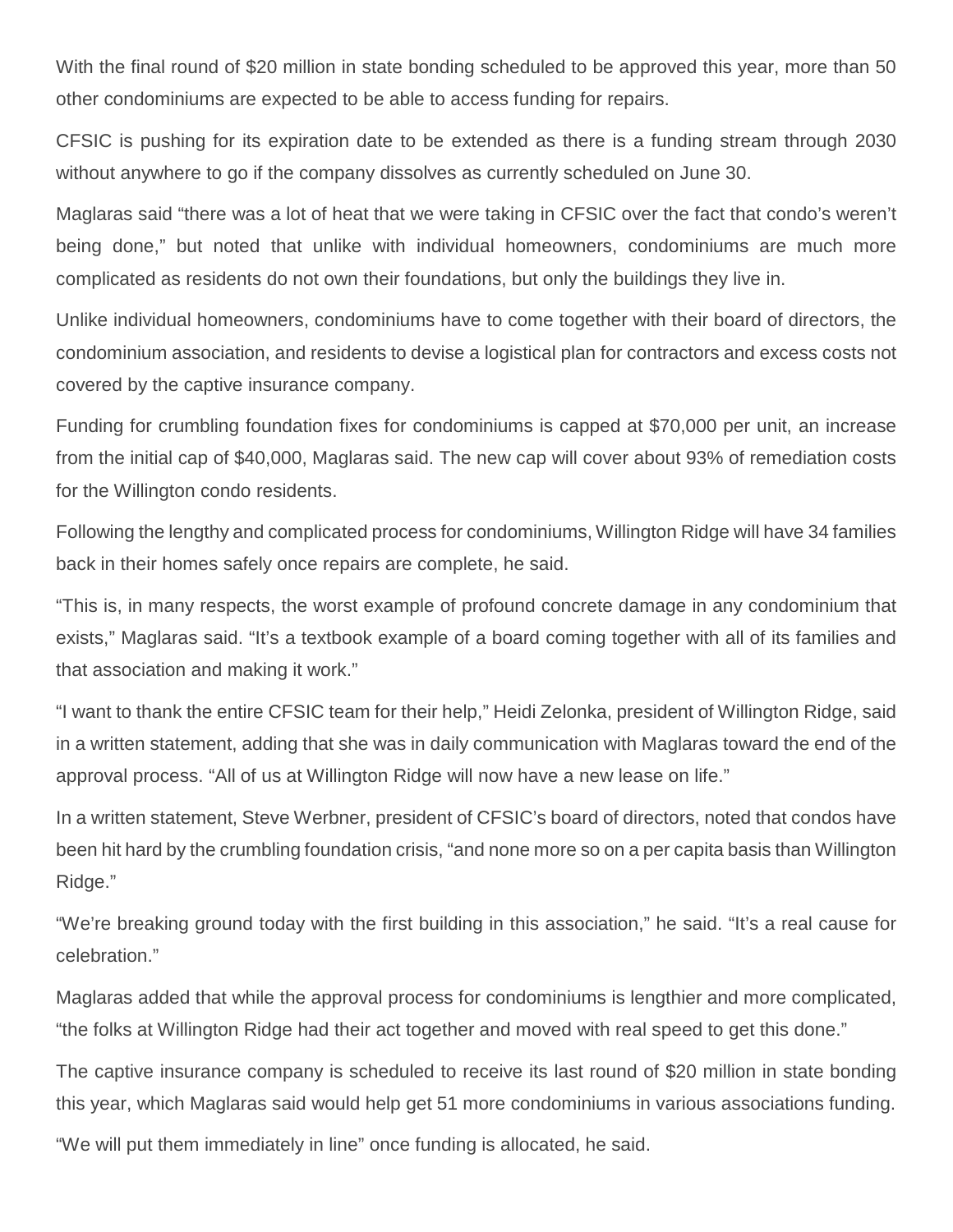With the final round of $20 million in state bonding scheduled to be approved this year, more than 50 other condominiums are expected to be able to access funding for repairs.

CFSIC is pushing for its expiration date to be extended as there is a funding stream through 2030 without anywhere to go if the company dissolves as currently scheduled on June 30.

Maglaras said "there was a lot of heat that we were taking in CFSIC over the fact that condo's weren't being done," but noted that unlike with individual homeowners, condominiums are much more complicated as residents do not own their foundations, but only the buildings they live in.

Unlike individual homeowners, condominiums have to come together with their board of directors, the condominium association, and residents to devise a logistical plan for contractors and excess costs not covered by the captive insurance company.

Funding for crumbling foundation fixes for condominiums is capped at $70,000 per unit, an increase from the initial cap of $40,000, Maglaras said. The new cap will cover about 93% of remediation costs for the Willington condo residents.

Following the lengthy and complicated process for condominiums, Willington Ridge will have 34 families back in their homes safely once repairs are complete, he said.

"This is, in many respects, the worst example of profound concrete damage in any condominium that exists," Maglaras said. "It's a textbook example of a board coming together with all of its families and that association and making it work."

"I want to thank the entire CFSIC team for their help," Heidi Zelonka, president of Willington Ridge, said in a written statement, adding that she was in daily communication with Maglaras toward the end of the approval process. "All of us at Willington Ridge will now have a new lease on life."

In a written statement, Steve Werbner, president of CFSIC's board of directors, noted that condos have been hit hard by the crumbling foundation crisis, "and none more so on a per capita basis than Willington Ridge."

"We're breaking ground today with the first building in this association," he said. "It's a real cause for celebration."

Maglaras added that while the approval process for condominiums is lengthier and more complicated, "the folks at Willington Ridge had their act together and moved with real speed to get this done."

The captive insurance company is scheduled to receive its last round of $20 million in state bonding this year, which Maglaras said would help get 51 more condominiums in various associations funding.

"We will put them immediately in line" once funding is allocated, he said.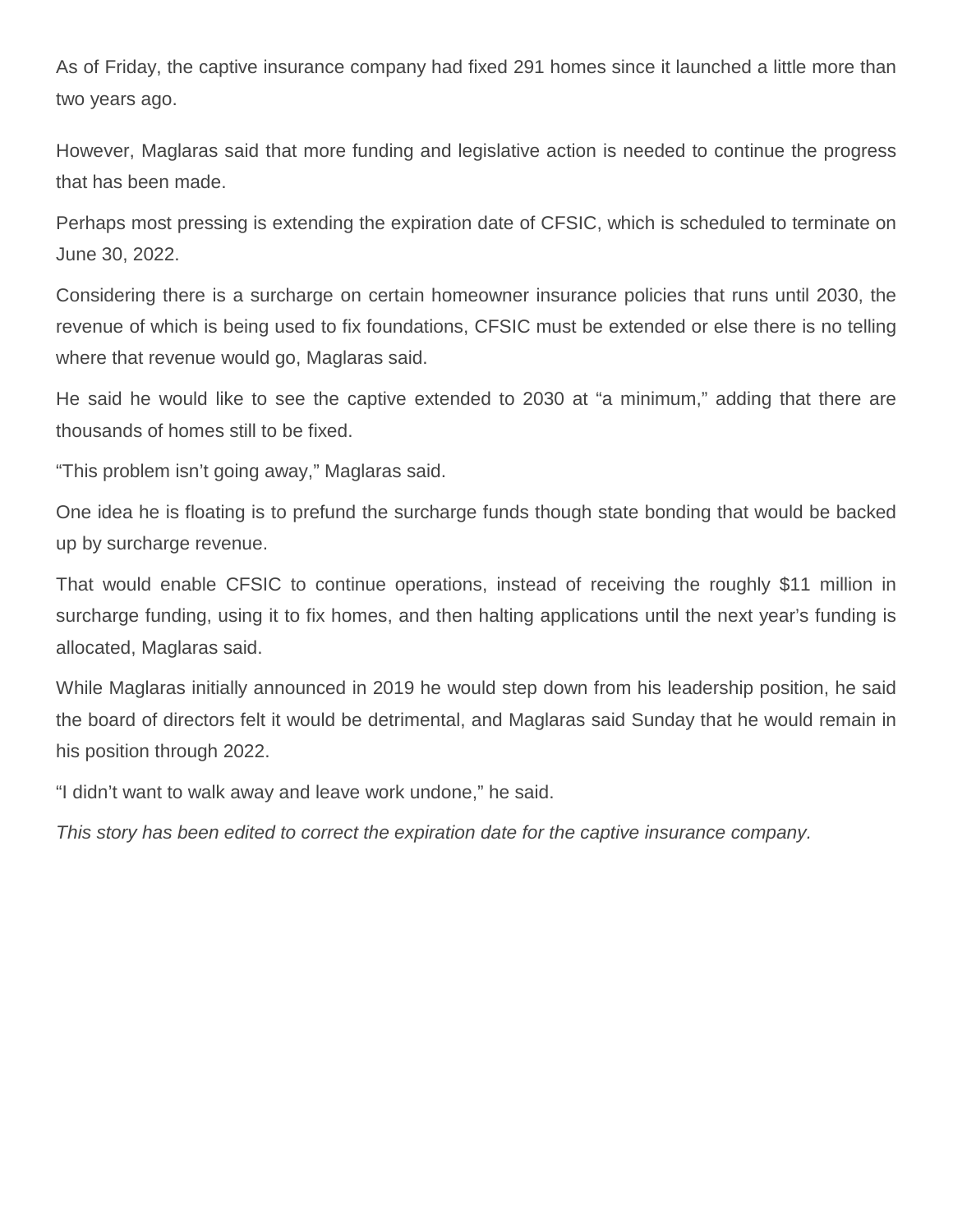As of Friday, the captive insurance company had fixed 291 homes since it launched a little more than two years ago.

However, Maglaras said that more funding and legislative action is needed to continue the progress that has been made.

Perhaps most pressing is extending the expiration date of CFSIC, which is scheduled to terminate on June 30, 2022.

Considering there is a surcharge on certain homeowner insurance policies that runs until 2030, the revenue of which is being used to fix foundations, CFSIC must be extended or else there is no telling where that revenue would go, Maglaras said.

He said he would like to see the captive extended to 2030 at "a minimum," adding that there are thousands of homes still to be fixed.

"This problem isn't going away," Maglaras said.

One idea he is floating is to prefund the surcharge funds though state bonding that would be backed up by surcharge revenue.

That would enable CFSIC to continue operations, instead of receiving the roughly $11 million in surcharge funding, using it to fix homes, and then halting applications until the next year's funding is allocated, Maglaras said.

While Maglaras initially announced in 2019 he would step down from his leadership position, he said the board of directors felt it would be detrimental, and Maglaras said Sunday that he would remain in his position through 2022.

"I didn't want to walk away and leave work undone," he said.

*This story has been edited to correct the expiration date for the captive insurance company.*